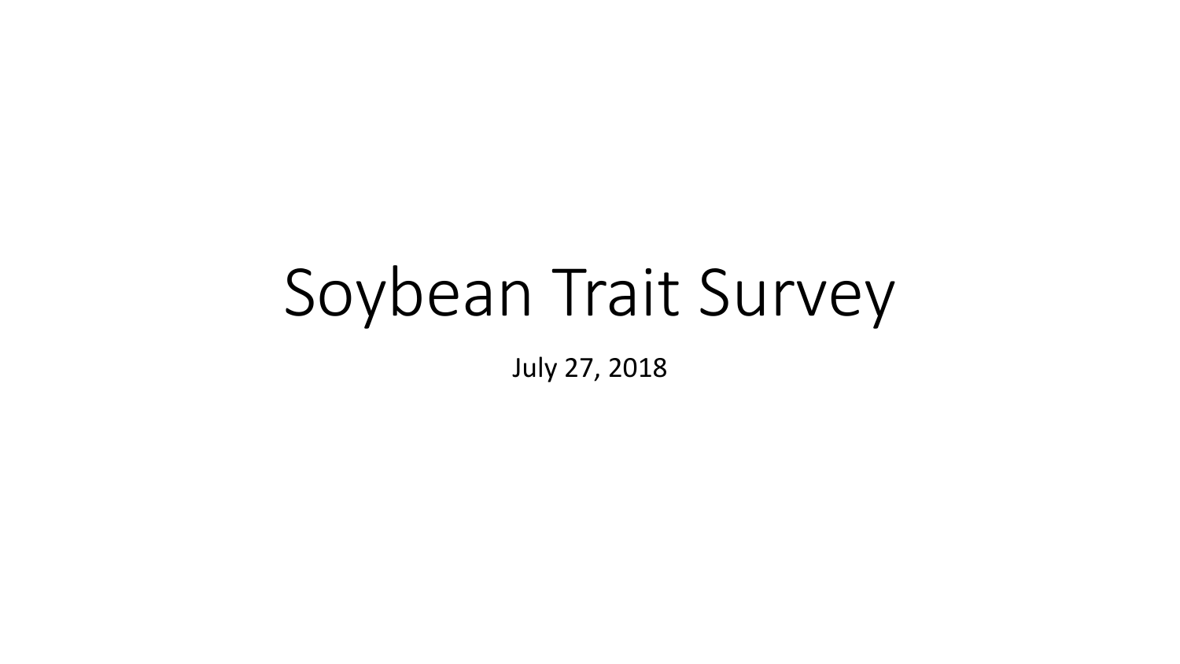# Soybean Trait Survey

July 27, 2018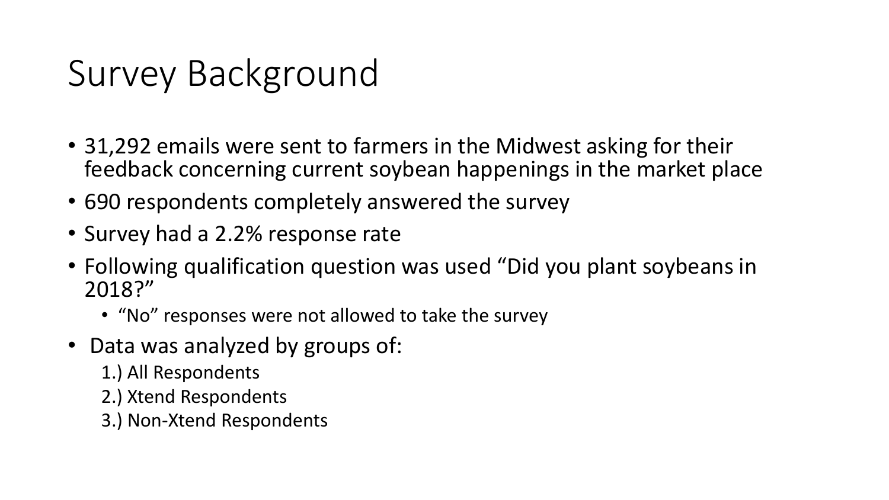# Survey Background

- 31,292 emails were sent to farmers in the Midwest asking for their feedback concerning current soybean happenings in the market place
- 690 respondents completely answered the survey
- Survey had a 2.2% response rate
- Following qualification question was used "Did you plant soybeans in 2018?"
  - "No" responses were not allowed to take the survey
- Data was analyzed by groups of:
  1.) All Respondents
  2.) Xtend Respondents
  3.) Non-Xtend Respondents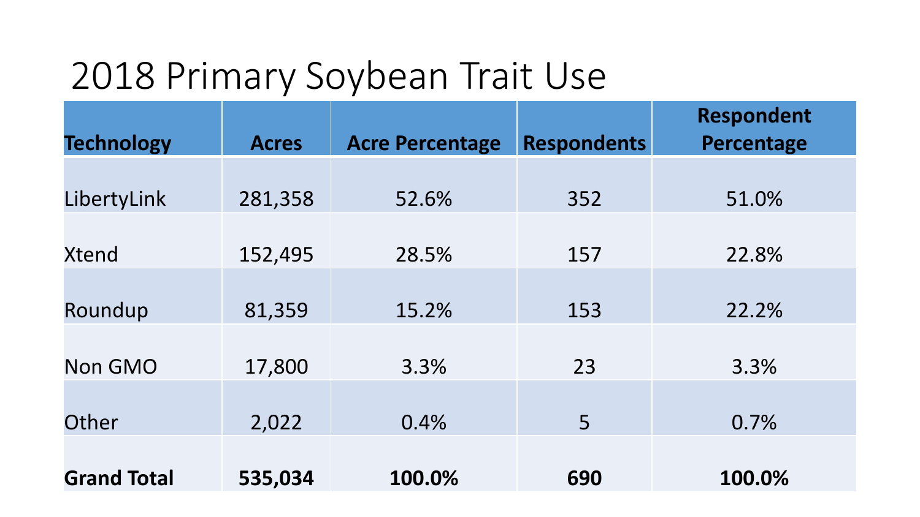# 2018 Primary Soybean Trait Use

| Technology | Acres | Acre Percentage | Respondents | Respondent Percentage |
|---|---|---|---|---|
| LibertyLink | 281,358 | 52.6% | 352 | 51.0% |
| Xtend | 152,495 | 28.5% | 157 | 22.8% |
| Roundup | 81,359 | 15.2% | 153 | 22.2% |
| Non GMO | 17,800 | 3.3% | 23 | 3.3% |
| Other | 2,022 | 0.4% | 5 | 0.7% |
| **Grand Total** | **535,034** | **100.0%** | **690** | **100.0%** |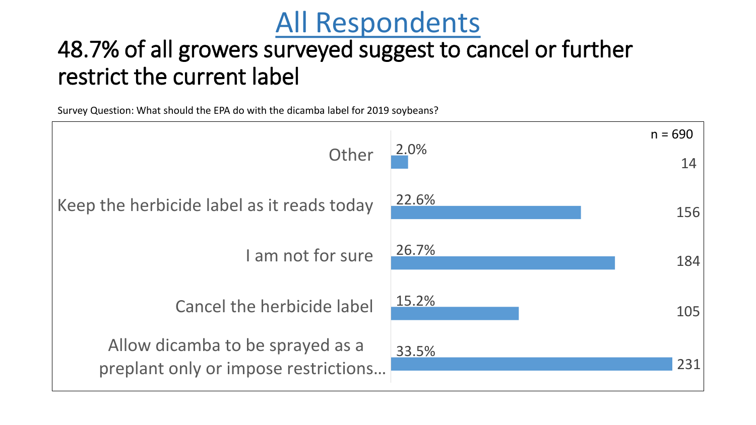# All Respondents

## 48.7% of all growers surveyed suggest to cancel or further restrict the current label

Survey Question: What should the EPA do with the dicamba label for 2019 soybeans?

n = 690

| Response | Percent | Count |
|---|---|---|
| Other | 2.0% | 14 |
| Keep the herbicide label as it reads today | 22.6% | 156 |
| I am not for sure | 26.7% | 184 |
| Cancel the herbicide label | 15.2% | 105 |
| Allow dicamba to be sprayed as a preplant only or impose restrictions… | 33.5% | 231 |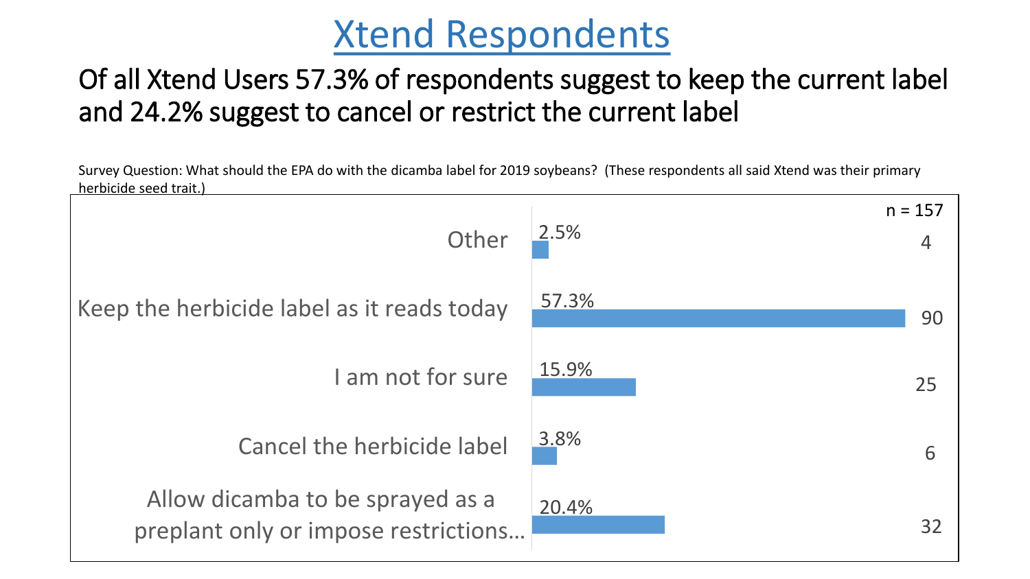# Xtend Respondents

## Of all Xtend Users 57.3% of respondents suggest to keep the current label and 24.2% suggest to cancel or restrict the current label

Survey Question: What should the EPA do with the dicamba label for 2019 soybeans? (These respondents all said Xtend was their primary herbicide seed trait.)

n = 157

| Response | Percent | Count |
|---|---|---|
| Other | 2.5% | 4 |
| Keep the herbicide label as it reads today | 57.3% | 90 |
| I am not for sure | 15.9% | 25 |
| Cancel the herbicide label | 3.8% | 6 |
| Allow dicamba to be sprayed as a preplant only or impose restrictions… | 20.4% | 32 |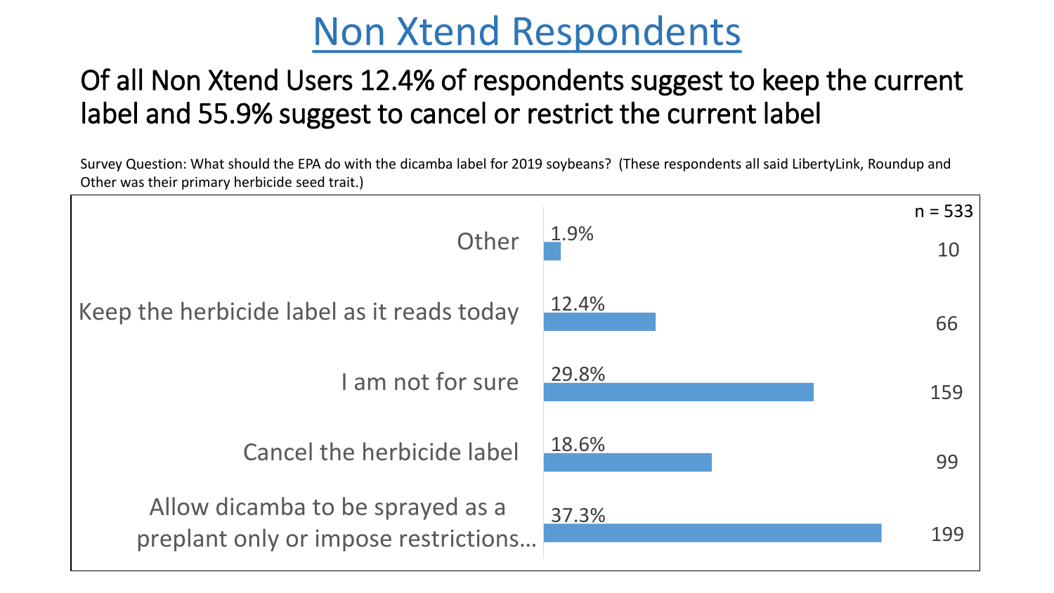# Non Xtend Respondents

## Of all Non Xtend Users 12.4% of respondents suggest to keep the current label and 55.9% suggest to cancel or restrict the current label

Survey Question: What should the EPA do with the dicamba label for 2019 soybeans? (These respondents all said LibertyLink, Roundup and Other was their primary herbicide seed trait.)

n = 533

| Response | Percent | Count |
| --- | --- | --- |
| Other | 1.9% | 10 |
| Keep the herbicide label as it reads today | 12.4% | 66 |
| I am not for sure | 29.8% | 159 |
| Cancel the herbicide label | 18.6% | 99 |
| Allow dicamba to be sprayed as a preplant only or impose restrictions… | 37.3% | 199 |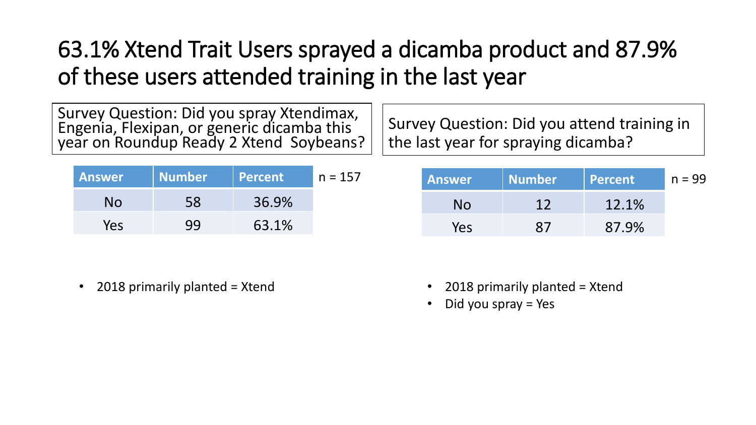# 63.1% Xtend Trait Users sprayed a dicamba product and 87.9% of these users attended training in the last year

Survey Question: Did you spray Xtendimax, Engenia, Flexipan, or generic dicamba this year on Roundup Ready 2 Xtend Soybeans?

| Answer | Number | Percent |
|---|---|---|
| No | 58 | 36.9% |
| Yes | 99 | 63.1% |

n = 157

- 2018 primarily planted = Xtend

Survey Question: Did you attend training in the last year for spraying dicamba?

| Answer | Number | Percent |
|---|---|---|
| No | 12 | 12.1% |
| Yes | 87 | 87.9% |

n = 99

- 2018 primarily planted = Xtend
- Did you spray = Yes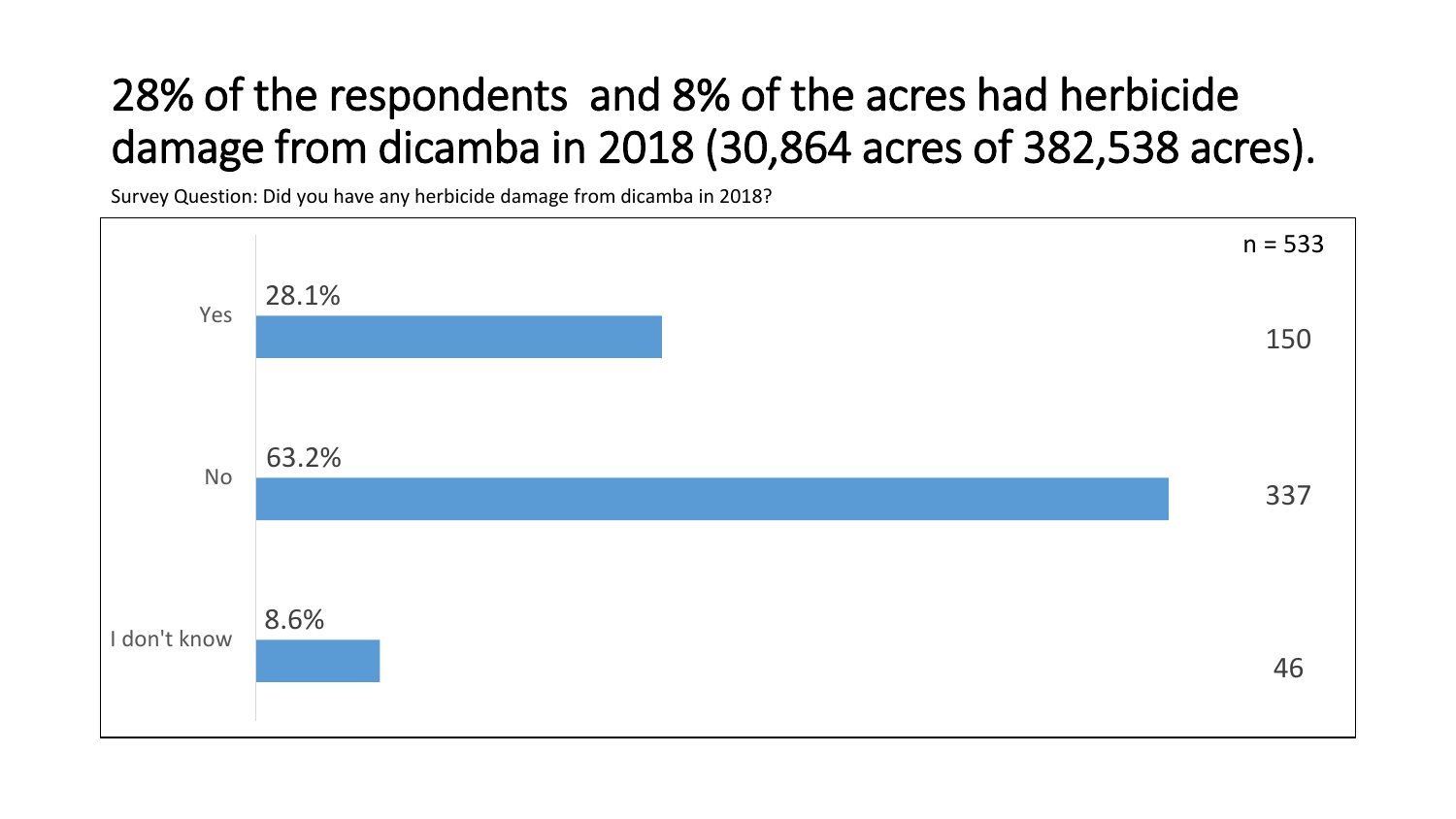# 28% of the respondents and 8% of the acres had herbicide damage from dicamba in 2018 (30,864 acres of 382,538 acres).

Survey Question: Did you have any herbicide damage from dicamba in 2018?

n = 533

Yes
28.1%
150

No
63.2%
337

I don't know
8.6%
46